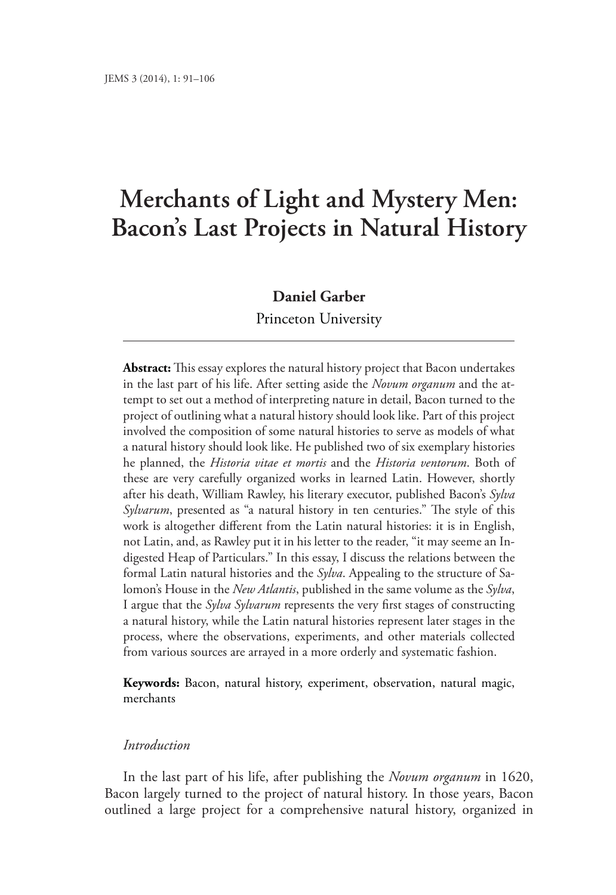# Merchants of Light and Mystery Men: Bacon's Last Projects in Natural History

**Daniel Garber**
Princeton University

**Abstract:** This essay explores the natural history project that Bacon undertakes in the last part of his life. After setting aside the *Novum organum* and the attempt to set out a method of interpreting nature in detail, Bacon turned to the project of outlining what a natural history should look like. Part of this project involved the composition of some natural histories to serve as models of what a natural history should look like. He published two of six exemplary histories he planned, the *Historia vitae et mortis* and the *Historia ventorum*. Both of these are very carefully organized works in learned Latin. However, shortly after his death, William Rawley, his literary executor, published Bacon's *Sylva Sylvarum*, presented as "a natural history in ten centuries." The style of this work is altogether different from the Latin natural histories: it is in English, not Latin, and, as Rawley put it in his letter to the reader, "it may seeme an Indigested Heap of Particulars." In this essay, I discuss the relations between the formal Latin natural histories and the *Sylva*. Appealing to the structure of Salomon's House in the *New Atlantis*, published in the same volume as the *Sylva*, I argue that the *Sylva Sylvarum* represents the very first stages of constructing a natural history, while the Latin natural histories represent later stages in the process, where the observations, experiments, and other materials collected from various sources are arrayed in a more orderly and systematic fashion.

**Keywords:** Bacon, natural history, experiment, observation, natural magic, merchants

## *Introduction*

In the last part of his life, after publishing the *Novum organum* in 1620, Bacon largely turned to the project of natural history. In those years, Bacon outlined a large project for a comprehensive natural history, organized in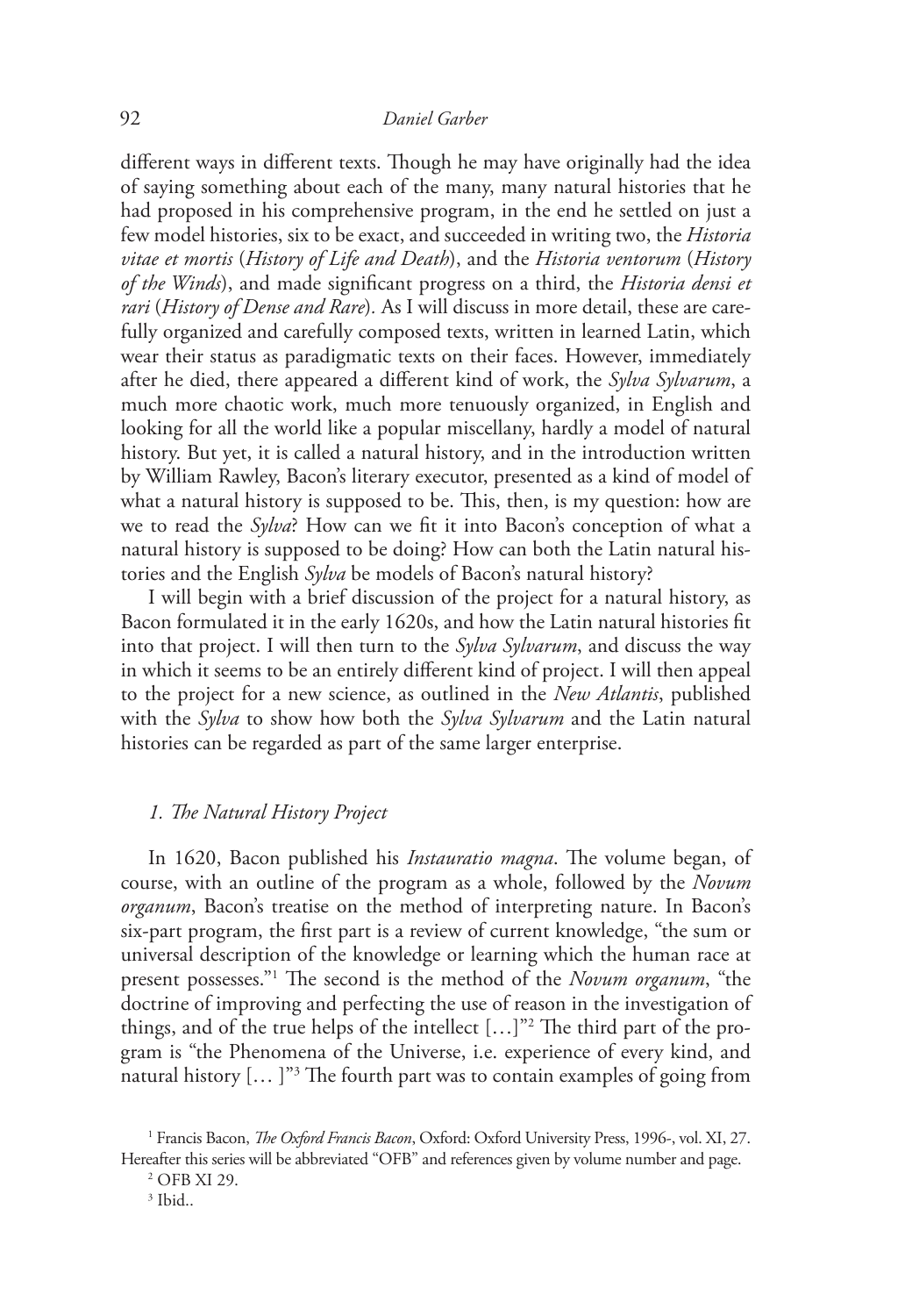different ways in different texts. Though he may have originally had the idea of saying something about each of the many, many natural histories that he had proposed in his comprehensive program, in the end he settled on just a few model histories, six to be exact, and succeeded in writing two, the *Historia vitae et mortis* (*History of Life and Death*), and the *Historia ventorum* (*History of the Winds*), and made significant progress on a third, the *Historia densi et rari* (*History of Dense and Rare*). As I will discuss in more detail, these are carefully organized and carefully composed texts, written in learned Latin, which wear their status as paradigmatic texts on their faces. However, immediately after he died, there appeared a different kind of work, the *Sylva Sylvarum*, a much more chaotic work, much more tenuously organized, in English and looking for all the world like a popular miscellany, hardly a model of natural history. But yet, it is called a natural history, and in the introduction written by William Rawley, Bacon's literary executor, presented as a kind of model of what a natural history is supposed to be. This, then, is my question: how are we to read the *Sylva*? How can we fit it into Bacon's conception of what a natural history is supposed to be doing? How can both the Latin natural histories and the English *Sylva* be models of Bacon's natural history?

I will begin with a brief discussion of the project for a natural history, as Bacon formulated it in the early 1620s, and how the Latin natural histories fit into that project. I will then turn to the *Sylva Sylvarum*, and discuss the way in which it seems to be an entirely different kind of project. I will then appeal to the project for a new science, as outlined in the *New Atlantis*, published with the *Sylva* to show how both the *Sylva Sylvarum* and the Latin natural histories can be regarded as part of the same larger enterprise.

## *1. The Natural History Project*

In 1620, Bacon published his *Instauratio magna*. The volume began, of course, with an outline of the program as a whole, followed by the *Novum organum*, Bacon's treatise on the method of interpreting nature. In Bacon's six-part program, the first part is a review of current knowledge, "the sum or universal description of the knowledge or learning which the human race at present possesses."[1] The second is the method of the *Novum organum*, "the doctrine of improving and perfecting the use of reason in the investigation of things, and of the true helps of the intellect […]"[2] The third part of the program is "the Phenomena of the Universe, i.e. experience of every kind, and natural history [… ]"[3] The fourth part was to contain examples of going from

[1] Francis Bacon, *The Oxford Francis Bacon*, Oxford: Oxford University Press, 1996-, vol. XI, 27. Hereafter this series will be abbreviated "OFB" and references given by volume number and page.

[2] OFB XI 29.

[3] Ibid..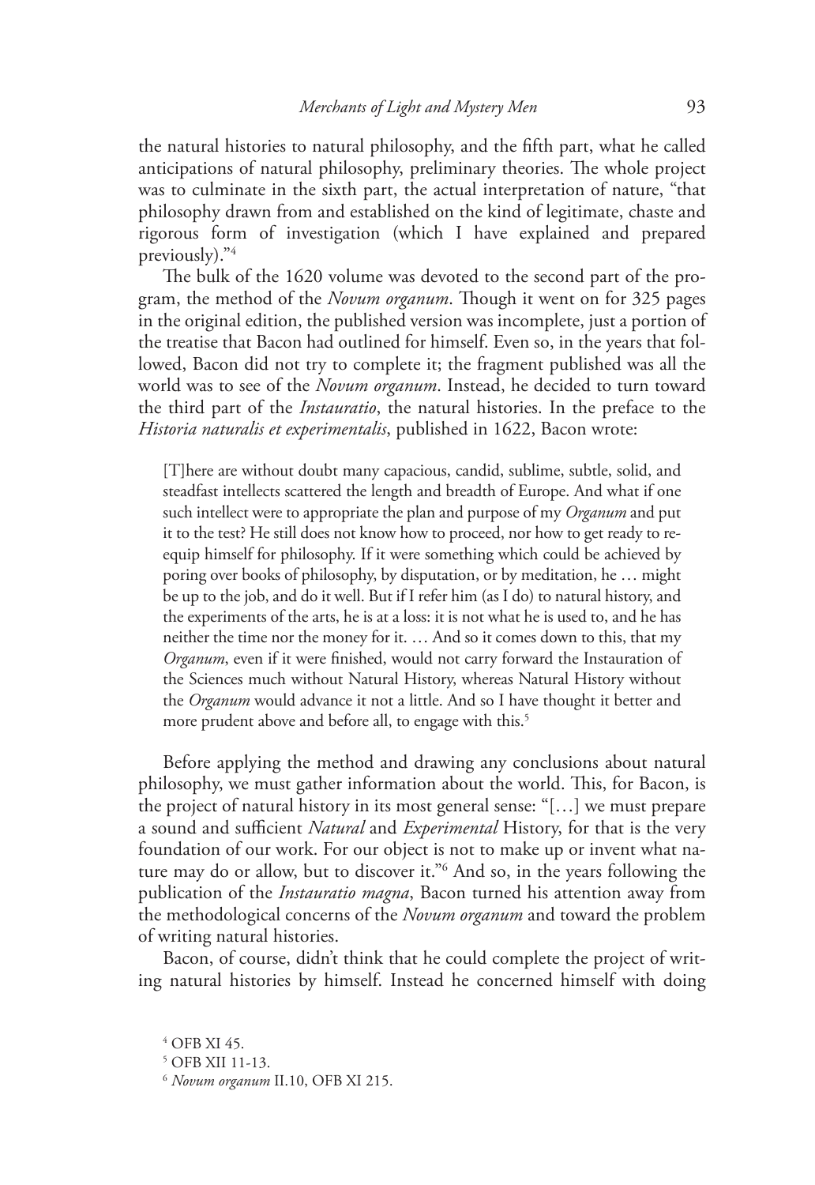the natural histories to natural philosophy, and the fifth part, what he called anticipations of natural philosophy, preliminary theories. The whole project was to culminate in the sixth part, the actual interpretation of nature, "that philosophy drawn from and established on the kind of legitimate, chaste and rigorous form of investigation (which I have explained and prepared previously)."[4]

The bulk of the 1620 volume was devoted to the second part of the program, the method of the *Novum organum*. Though it went on for 325 pages in the original edition, the published version was incomplete, just a portion of the treatise that Bacon had outlined for himself. Even so, in the years that followed, Bacon did not try to complete it; the fragment published was all the world was to see of the *Novum organum*. Instead, he decided to turn toward the third part of the *Instauratio*, the natural histories. In the preface to the *Historia naturalis et experimentalis*, published in 1622, Bacon wrote:

> [T]here are without doubt many capacious, candid, sublime, subtle, solid, and steadfast intellects scattered the length and breadth of Europe. And what if one such intellect were to appropriate the plan and purpose of my *Organum* and put it to the test? He still does not know how to proceed, nor how to get ready to re-equip himself for philosophy. If it were something which could be achieved by poring over books of philosophy, by disputation, or by meditation, he … might be up to the job, and do it well. But if I refer him (as I do) to natural history, and the experiments of the arts, he is at a loss: it is not what he is used to, and he has neither the time nor the money for it. … And so it comes down to this, that my *Organum*, even if it were finished, would not carry forward the Instauration of the Sciences much without Natural History, whereas Natural History without the *Organum* would advance it not a little. And so I have thought it better and more prudent above and before all, to engage with this.[5]

Before applying the method and drawing any conclusions about natural philosophy, we must gather information about the world. This, for Bacon, is the project of natural history in its most general sense: "[…] we must prepare a sound and sufficient *Natural* and *Experimental* History, for that is the very foundation of our work. For our object is not to make up or invent what nature may do or allow, but to discover it."[6] And so, in the years following the publication of the *Instauratio magna*, Bacon turned his attention away from the methodological concerns of the *Novum organum* and toward the problem of writing natural histories.

Bacon, of course, didn't think that he could complete the project of writing natural histories by himself. Instead he concerned himself with doing

[4] OFB XI 45.

[5] OFB XII 11-13.

[6] *Novum organum* II.10, OFB XI 215.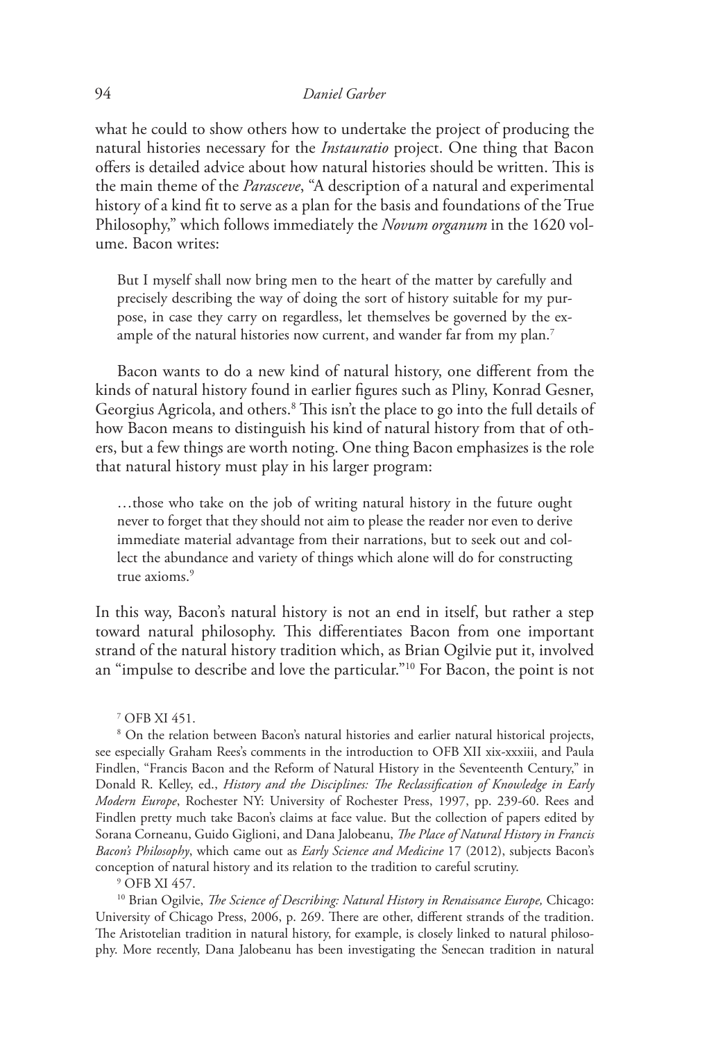what he could to show others how to undertake the project of producing the natural histories necessary for the *Instauratio* project. One thing that Bacon offers is detailed advice about how natural histories should be written. This is the main theme of the *Parasceve*, "A description of a natural and experimental history of a kind fit to serve as a plan for the basis and foundations of the True Philosophy," which follows immediately the *Novum organum* in the 1620 volume. Bacon writes:

> But I myself shall now bring men to the heart of the matter by carefully and precisely describing the way of doing the sort of history suitable for my purpose, in case they carry on regardless, let themselves be governed by the example of the natural histories now current, and wander far from my plan.[7]

Bacon wants to do a new kind of natural history, one different from the kinds of natural history found in earlier figures such as Pliny, Konrad Gesner, Georgius Agricola, and others.[8] This isn't the place to go into the full details of how Bacon means to distinguish his kind of natural history from that of others, but a few things are worth noting. One thing Bacon emphasizes is the role that natural history must play in his larger program:

> …those who take on the job of writing natural history in the future ought never to forget that they should not aim to please the reader nor even to derive immediate material advantage from their narrations, but to seek out and collect the abundance and variety of things which alone will do for constructing true axioms.[9]

In this way, Bacon's natural history is not an end in itself, but rather a step toward natural philosophy. This differentiates Bacon from one important strand of the natural history tradition which, as Brian Ogilvie put it, involved an "impulse to describe and love the particular."[10] For Bacon, the point is not

---

[7] OFB XI 451.

[8] On the relation between Bacon's natural histories and earlier natural historical projects, see especially Graham Rees's comments in the introduction to OFB XII xix-xxxiii, and Paula Findlen, "Francis Bacon and the Reform of Natural History in the Seventeenth Century," in Donald R. Kelley, ed., *History and the Disciplines: The Reclassification of Knowledge in Early Modern Europe*, Rochester NY: University of Rochester Press, 1997, pp. 239-60. Rees and Findlen pretty much take Bacon's claims at face value. But the collection of papers edited by Sorana Corneanu, Guido Giglioni, and Dana Jalobeanu, *The Place of Natural History in Francis Bacon's Philosophy*, which came out as *Early Science and Medicine* 17 (2012), subjects Bacon's conception of natural history and its relation to the tradition to careful scrutiny.

[9] OFB XI 457.

[10] Brian Ogilvie, *The Science of Describing: Natural History in Renaissance Europe,* Chicago: University of Chicago Press, 2006, p. 269. There are other, different strands of the tradition. The Aristotelian tradition in natural history, for example, is closely linked to natural philosophy. More recently, Dana Jalobeanu has been investigating the Senecan tradition in natural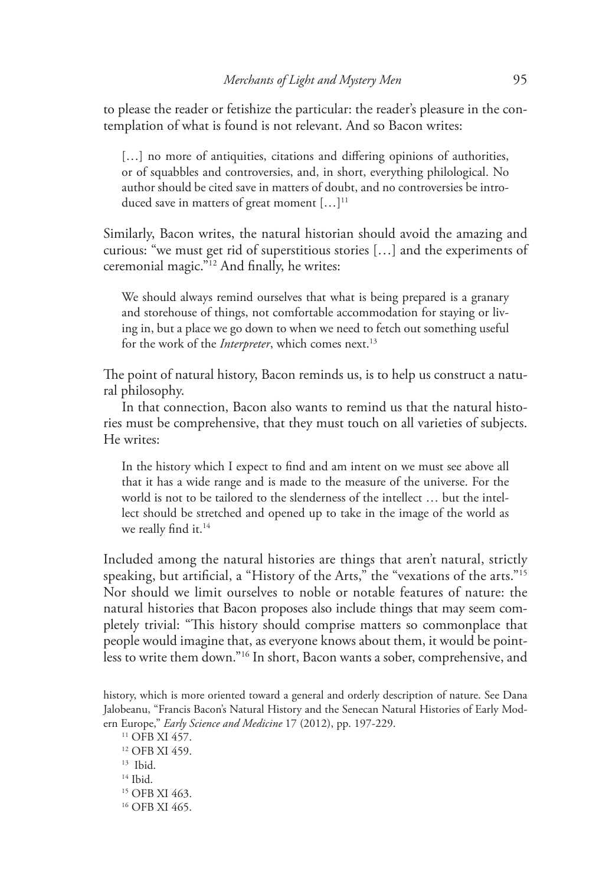to please the reader or fetishize the particular: the reader's pleasure in the contemplation of what is found is not relevant. And so Bacon writes:

> […] no more of antiquities, citations and differing opinions of authorities, or of squabbles and controversies, and, in short, everything philological. No author should be cited save in matters of doubt, and no controversies be introduced save in matters of great moment […][11]

Similarly, Bacon writes, the natural historian should avoid the amazing and curious: "we must get rid of superstitious stories […] and the experiments of ceremonial magic."[12] And finally, he writes:

> We should always remind ourselves that what is being prepared is a granary and storehouse of things, not comfortable accommodation for staying or living in, but a place we go down to when we need to fetch out something useful for the work of the *Interpreter*, which comes next.[13]

The point of natural history, Bacon reminds us, is to help us construct a natural philosophy.

In that connection, Bacon also wants to remind us that the natural histories must be comprehensive, that they must touch on all varieties of subjects. He writes:

> In the history which I expect to find and am intent on we must see above all that it has a wide range and is made to the measure of the universe. For the world is not to be tailored to the slenderness of the intellect … but the intellect should be stretched and opened up to take in the image of the world as we really find it.[14]

Included among the natural histories are things that aren't natural, strictly speaking, but artificial, a "History of the Arts," the "vexations of the arts."[15] Nor should we limit ourselves to noble or notable features of nature: the natural histories that Bacon proposes also include things that may seem completely trivial: "This history should comprise matters so commonplace that people would imagine that, as everyone knows about them, it would be pointless to write them down."[16] In short, Bacon wants a sober, comprehensive, and

---

history, which is more oriented toward a general and orderly description of nature. See Dana Jalobeanu, "Francis Bacon's Natural History and the Senecan Natural Histories of Early Modern Europe," *Early Science and Medicine* 17 (2012), pp. 197-229.

[11] OFB XI 457.

[12] OFB XI 459.

[13] Ibid.

[14] Ibid.

[15] OFB XI 463.

[16] OFB XI 465.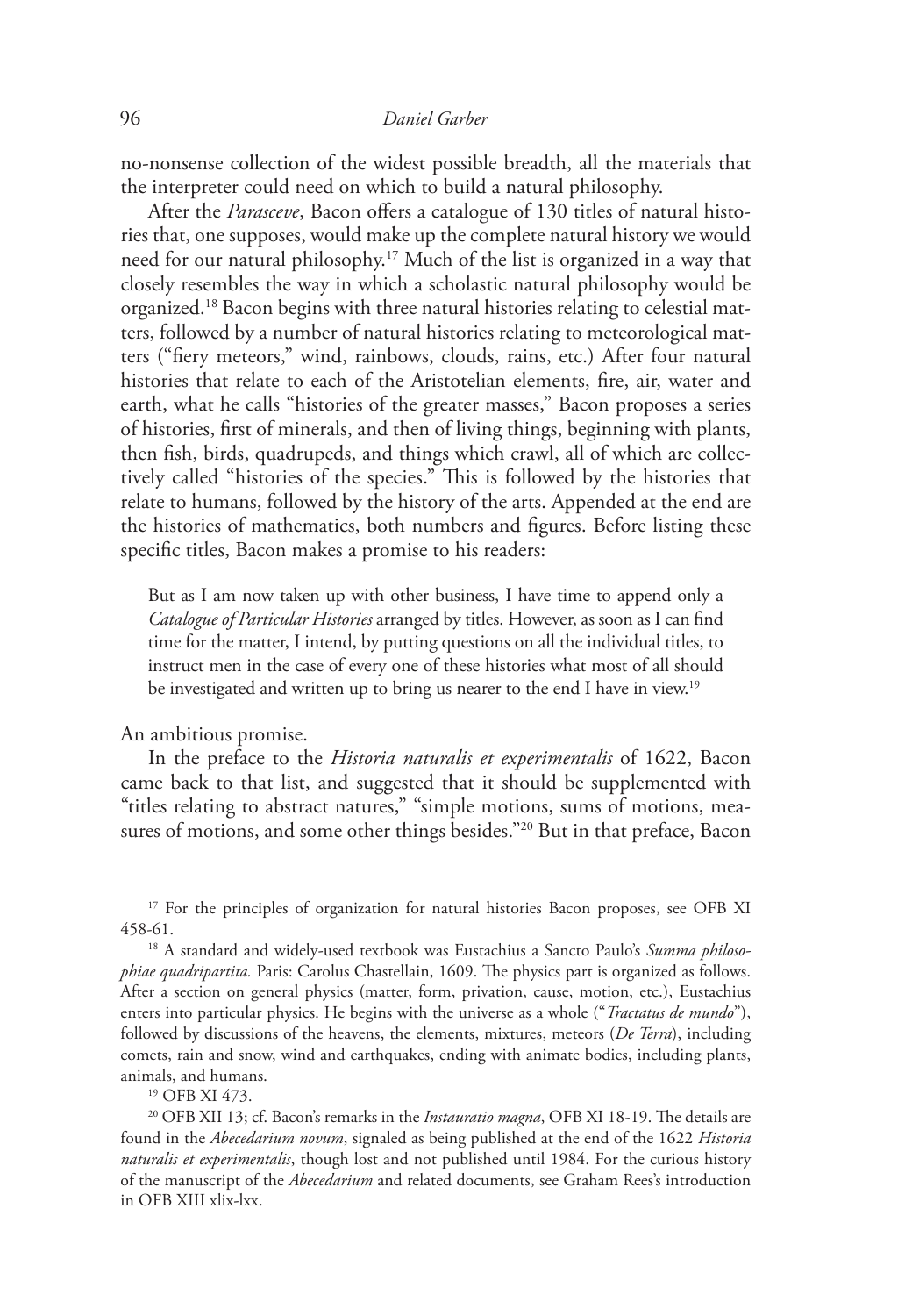no-nonsense collection of the widest possible breadth, all the materials that the interpreter could need on which to build a natural philosophy.

After the *Parasceve*, Bacon offers a catalogue of 130 titles of natural histories that, one supposes, would make up the complete natural history we would need for our natural philosophy.[17] Much of the list is organized in a way that closely resembles the way in which a scholastic natural philosophy would be organized.[18] Bacon begins with three natural histories relating to celestial matters, followed by a number of natural histories relating to meteorological matters ("fiery meteors," wind, rainbows, clouds, rains, etc.) After four natural histories that relate to each of the Aristotelian elements, fire, air, water and earth, what he calls "histories of the greater masses," Bacon proposes a series of histories, first of minerals, and then of living things, beginning with plants, then fish, birds, quadrupeds, and things which crawl, all of which are collectively called "histories of the species." This is followed by the histories that relate to humans, followed by the history of the arts. Appended at the end are the histories of mathematics, both numbers and figures. Before listing these specific titles, Bacon makes a promise to his readers:

> But as I am now taken up with other business, I have time to append only a *Catalogue of Particular Histories* arranged by titles. However, as soon as I can find time for the matter, I intend, by putting questions on all the individual titles, to instruct men in the case of every one of these histories what most of all should be investigated and written up to bring us nearer to the end I have in view.[19]

An ambitious promise.

In the preface to the *Historia naturalis et experimentalis* of 1622, Bacon came back to that list, and suggested that it should be supplemented with "titles relating to abstract natures," "simple motions, sums of motions, measures of motions, and some other things besides."[20] But in that preface, Bacon

---

[17] For the principles of organization for natural histories Bacon proposes, see OFB XI 458-61.

[18] A standard and widely-used textbook was Eustachius a Sancto Paulo's *Summa philosophiae quadripartita.* Paris: Carolus Chastellain, 1609. The physics part is organized as follows. After a section on general physics (matter, form, privation, cause, motion, etc.), Eustachius enters into particular physics. He begins with the universe as a whole ("*Tractatus de mundo*"), followed by discussions of the heavens, the elements, mixtures, meteors (*De Terra*), including comets, rain and snow, wind and earthquakes, ending with animate bodies, including plants, animals, and humans.

[19] OFB XI 473.

[20] OFB XII 13; cf. Bacon's remarks in the *Instauratio magna*, OFB XI 18-19. The details are found in the *Abecedarium novum*, signaled as being published at the end of the 1622 *Historia naturalis et experimentalis*, though lost and not published until 1984. For the curious history of the manuscript of the *Abecedarium* and related documents, see Graham Rees's introduction in OFB XIII xlix-lxx.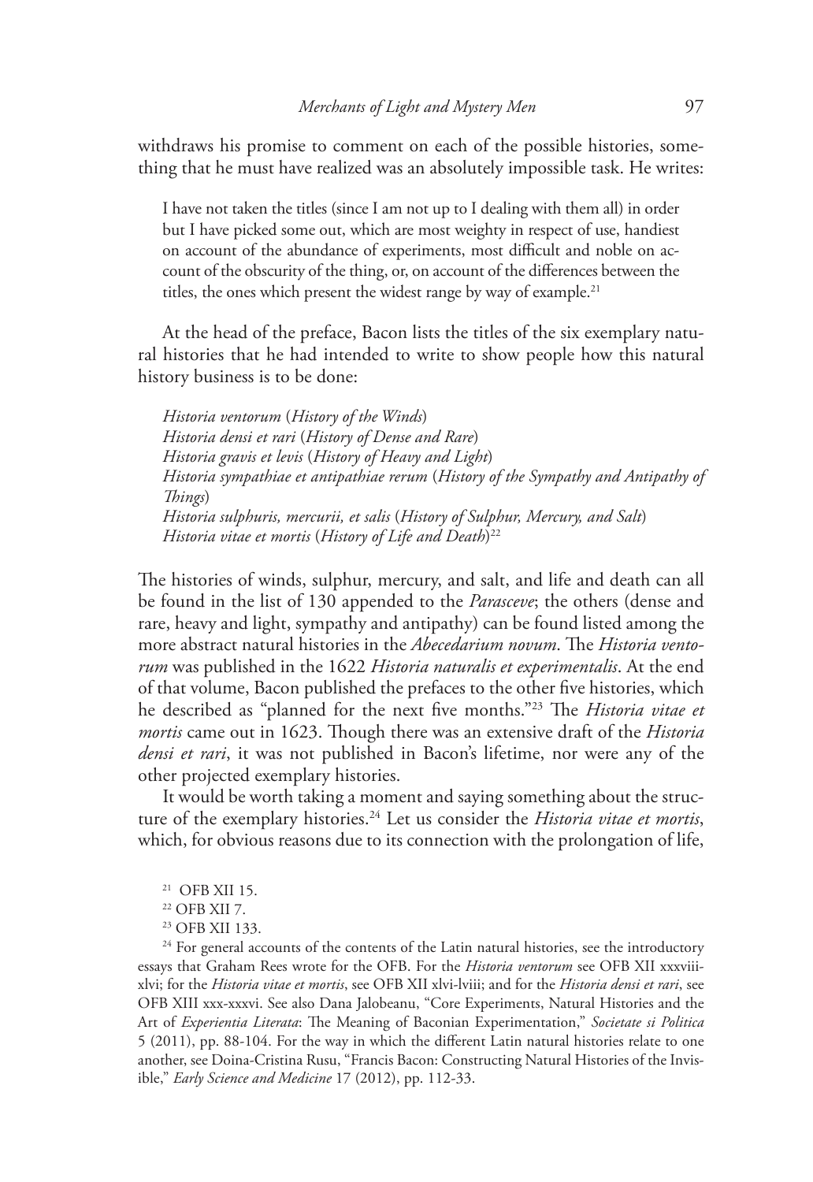withdraws his promise to comment on each of the possible histories, something that he must have realized was an absolutely impossible task. He writes:

> I have not taken the titles (since I am not up to I dealing with them all) in order but I have picked some out, which are most weighty in respect of use, handiest on account of the abundance of experiments, most difficult and noble on account of the obscurity of the thing, or, on account of the differences between the titles, the ones which present the widest range by way of example.[21]

At the head of the preface, Bacon lists the titles of the six exemplary natural histories that he had intended to write to show people how this natural history business is to be done:

> *Historia ventorum* (*History of the Winds*)
> *Historia densi et rari* (*History of Dense and Rare*)
> *Historia gravis et levis* (*History of Heavy and Light*)
> *Historia sympathiae et antipathiae rerum* (*History of the Sympathy and Antipathy of Things*)
> *Historia sulphuris, mercurii, et salis* (*History of Sulphur, Mercury, and Salt*)
> *Historia vitae et mortis* (*History of Life and Death*)[22]

The histories of winds, sulphur, mercury, and salt, and life and death can all be found in the list of 130 appended to the *Parasceve*; the others (dense and rare, heavy and light, sympathy and antipathy) can be found listed among the more abstract natural histories in the *Abecedarium novum*. The *Historia ventorum* was published in the 1622 *Historia naturalis et experimentalis*. At the end of that volume, Bacon published the prefaces to the other five histories, which he described as "planned for the next five months."[23] The *Historia vitae et mortis* came out in 1623. Though there was an extensive draft of the *Historia densi et rari*, it was not published in Bacon's lifetime, nor were any of the other projected exemplary histories.

It would be worth taking a moment and saying something about the structure of the exemplary histories.[24] Let us consider the *Historia vitae et mortis*, which, for obvious reasons due to its connection with the prolongation of life,

---

[21] OFB XII 15.

[22] OFB XII 7.

[23] OFB XII 133.

[24] For general accounts of the contents of the Latin natural histories, see the introductory essays that Graham Rees wrote for the OFB. For the *Historia ventorum* see OFB XII xxxviii-xlvi; for the *Historia vitae et mortis*, see OFB XII xlvi-lviii; and for the *Historia densi et rari*, see OFB XIII xxx-xxxvi. See also Dana Jalobeanu, "Core Experiments, Natural Histories and the Art of *Experientia Literata*: The Meaning of Baconian Experimentation," *Societate si Politica* 5 (2011), pp. 88-104. For the way in which the different Latin natural histories relate to one another, see Doina-Cristina Rusu, "Francis Bacon: Constructing Natural Histories of the Invisible," *Early Science and Medicine* 17 (2012), pp. 112-33.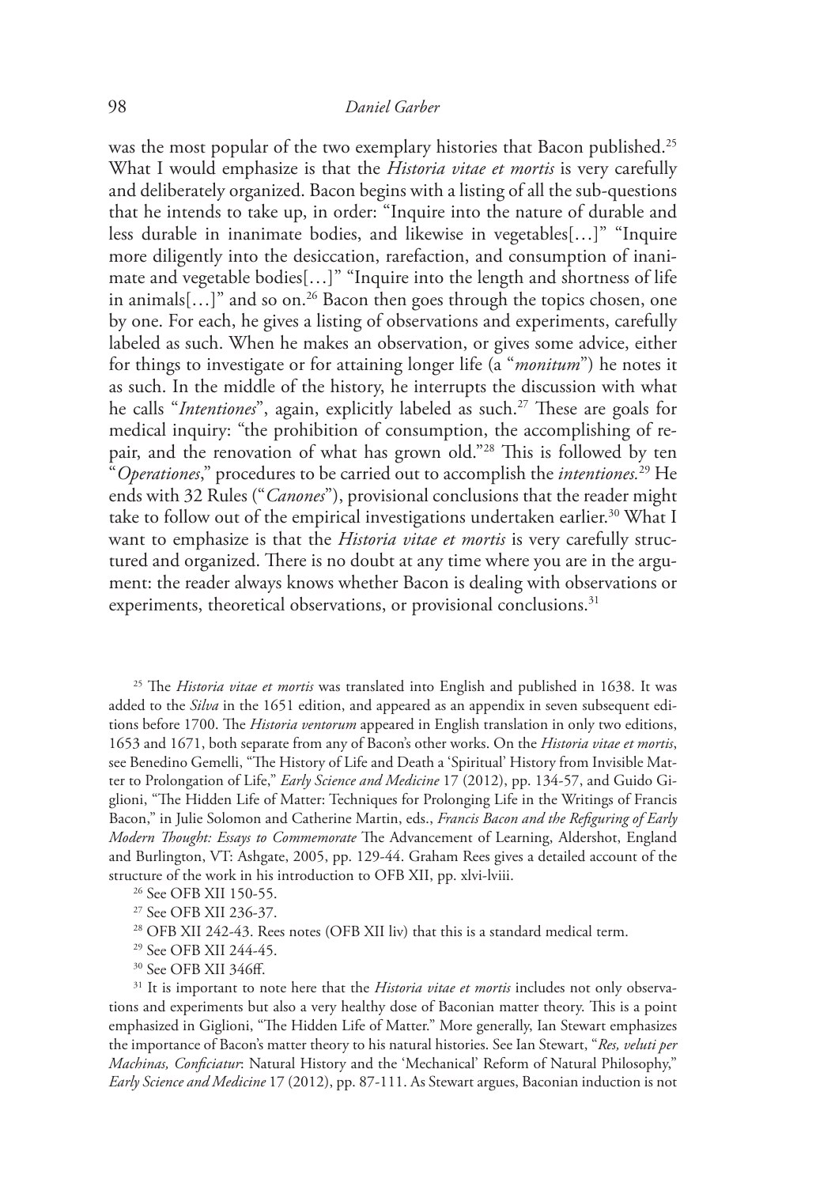was the most popular of the two exemplary histories that Bacon published.[25] What I would emphasize is that the *Historia vitae et mortis* is very carefully and deliberately organized. Bacon begins with a listing of all the sub-questions that he intends to take up, in order: "Inquire into the nature of durable and less durable in inanimate bodies, and likewise in vegetables[…]" "Inquire more diligently into the desiccation, rarefaction, and consumption of inanimate and vegetable bodies[…]" "Inquire into the length and shortness of life in animals[…]" and so on.[26] Bacon then goes through the topics chosen, one by one. For each, he gives a listing of observations and experiments, carefully labeled as such. When he makes an observation, or gives some advice, either for things to investigate or for attaining longer life (a "*monitum*") he notes it as such. In the middle of the history, he interrupts the discussion with what he calls "*Intentiones*", again, explicitly labeled as such.[27] These are goals for medical inquiry: "the prohibition of consumption, the accomplishing of repair, and the renovation of what has grown old."[28] This is followed by ten "*Operationes*," procedures to be carried out to accomplish the *intentiones.*[29] He ends with 32 Rules ("*Canones*"), provisional conclusions that the reader might take to follow out of the empirical investigations undertaken earlier.[30] What I want to emphasize is that the *Historia vitae et mortis* is very carefully structured and organized. There is no doubt at any time where you are in the argument: the reader always knows whether Bacon is dealing with observations or experiments, theoretical observations, or provisional conclusions.[31]

[25] The *Historia vitae et mortis* was translated into English and published in 1638. It was added to the *Silva* in the 1651 edition, and appeared as an appendix in seven subsequent editions before 1700. The *Historia ventorum* appeared in English translation in only two editions, 1653 and 1671, both separate from any of Bacon's other works. On the *Historia vitae et mortis*, see Benedino Gemelli, "The History of Life and Death a 'Spiritual' History from Invisible Matter to Prolongation of Life," *Early Science and Medicine* 17 (2012), pp. 134-57, and Guido Giglioni, "The Hidden Life of Matter: Techniques for Prolonging Life in the Writings of Francis Bacon," in Julie Solomon and Catherine Martin, eds., *Francis Bacon and the Refiguring of Early Modern Thought: Essays to Commemorate* The Advancement of Learning, Aldershot, England and Burlington, VT: Ashgate, 2005, pp. 129-44. Graham Rees gives a detailed account of the structure of the work in his introduction to OFB XII, pp. xlvi-lviii.

[26] See OFB XII 150-55.

[27] See OFB XII 236-37.

[28] OFB XII 242-43. Rees notes (OFB XII liv) that this is a standard medical term.

[29] See OFB XII 244-45.

[30] See OFB XII 346ff.

[31] It is important to note here that the *Historia vitae et mortis* includes not only observations and experiments but also a very healthy dose of Baconian matter theory. This is a point emphasized in Giglioni, "The Hidden Life of Matter." More generally, Ian Stewart emphasizes the importance of Bacon's matter theory to his natural histories. See Ian Stewart, "*Res, veluti per Machinas, Conficiatur*: Natural History and the 'Mechanical' Reform of Natural Philosophy," *Early Science and Medicine* 17 (2012), pp. 87-111. As Stewart argues, Baconian induction is not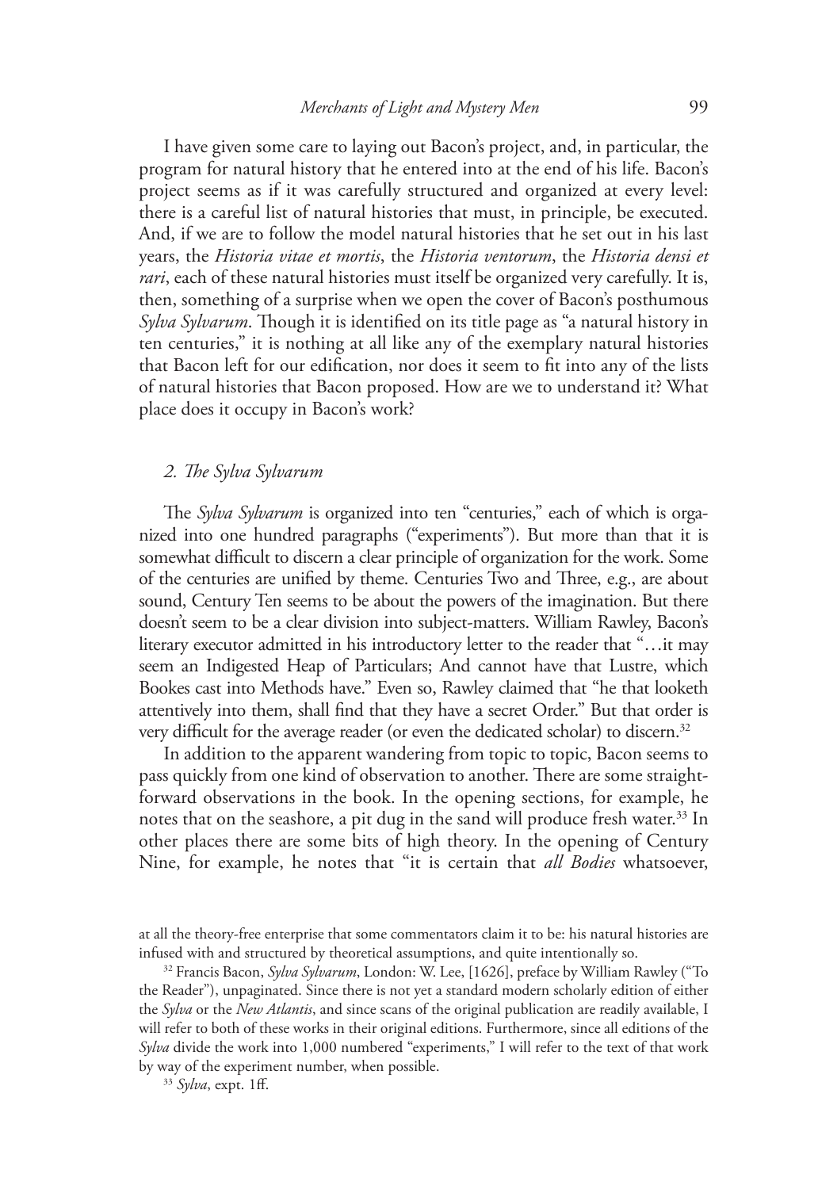I have given some care to laying out Bacon's project, and, in particular, the program for natural history that he entered into at the end of his life. Bacon's project seems as if it was carefully structured and organized at every level: there is a careful list of natural histories that must, in principle, be executed. And, if we are to follow the model natural histories that he set out in his last years, the *Historia vitae et mortis*, the *Historia ventorum*, the *Historia densi et rari*, each of these natural histories must itself be organized very carefully. It is, then, something of a surprise when we open the cover of Bacon's posthumous *Sylva Sylvarum*. Though it is identified on its title page as "a natural history in ten centuries," it is nothing at all like any of the exemplary natural histories that Bacon left for our edification, nor does it seem to fit into any of the lists of natural histories that Bacon proposed. How are we to understand it? What place does it occupy in Bacon's work?

## 2. *The Sylva Sylvarum*

The *Sylva Sylvarum* is organized into ten "centuries," each of which is organized into one hundred paragraphs ("experiments"). But more than that it is somewhat difficult to discern a clear principle of organization for the work. Some of the centuries are unified by theme. Centuries Two and Three, e.g., are about sound, Century Ten seems to be about the powers of the imagination. But there doesn't seem to be a clear division into subject-matters. William Rawley, Bacon's literary executor admitted in his introductory letter to the reader that "…it may seem an Indigested Heap of Particulars; And cannot have that Lustre, which Bookes cast into Methods have." Even so, Rawley claimed that "he that looketh attentively into them, shall find that they have a secret Order." But that order is very difficult for the average reader (or even the dedicated scholar) to discern.[32]

In addition to the apparent wandering from topic to topic, Bacon seems to pass quickly from one kind of observation to another. There are some straightforward observations in the book. In the opening sections, for example, he notes that on the seashore, a pit dug in the sand will produce fresh water.[33] In other places there are some bits of high theory. In the opening of Century Nine, for example, he notes that "it is certain that *all Bodies* whatsoever,

---

at all the theory-free enterprise that some commentators claim it to be: his natural histories are infused with and structured by theoretical assumptions, and quite intentionally so.

[32] Francis Bacon, *Sylva Sylvarum*, London: W. Lee, [1626], preface by William Rawley ("To the Reader"), unpaginated. Since there is not yet a standard modern scholarly edition of either the *Sylva* or the *New Atlantis*, and since scans of the original publication are readily available, I will refer to both of these works in their original editions. Furthermore, since all editions of the *Sylva* divide the work into 1,000 numbered "experiments," I will refer to the text of that work by way of the experiment number, when possible.

[33] *Sylva*, expt. 1ff.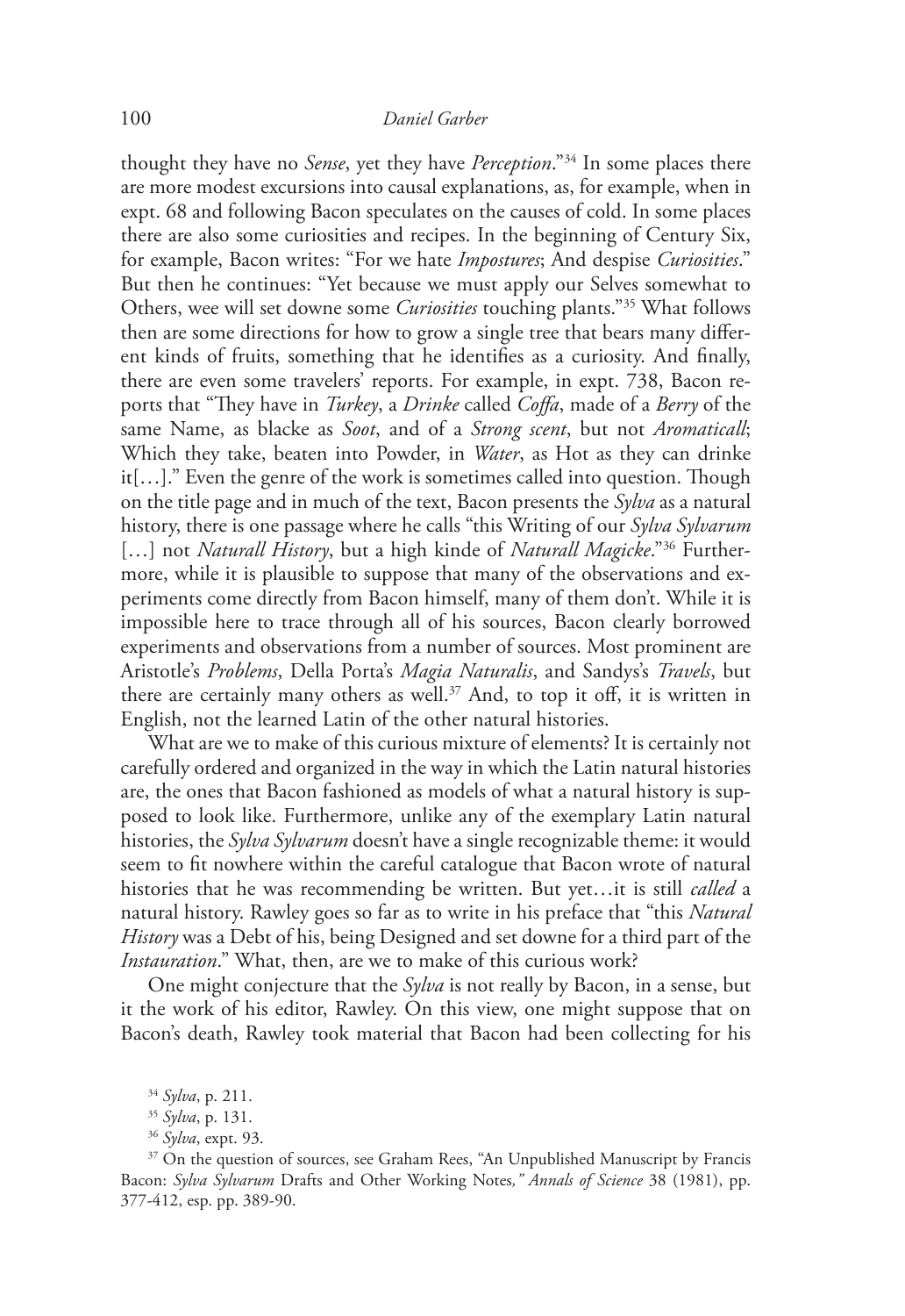thought they have no *Sense*, yet they have *Perception*."[34] In some places there are more modest excursions into causal explanations, as, for example, when in expt. 68 and following Bacon speculates on the causes of cold. In some places there are also some curiosities and recipes. In the beginning of Century Six, for example, Bacon writes: "For we hate *Impostures*; And despise *Curiosities*." But then he continues: "Yet because we must apply our Selves somewhat to Others, wee will set downe some *Curiosities* touching plants."[35] What follows then are some directions for how to grow a single tree that bears many different kinds of fruits, something that he identifies as a curiosity. And finally, there are even some travelers' reports. For example, in expt. 738, Bacon reports that "They have in *Turkey*, a *Drinke* called *Coffa*, made of a *Berry* of the same Name, as blacke as *Soot*, and of a *Strong scent*, but not *Aromaticall*; Which they take, beaten into Powder, in *Water*, as Hot as they can drinke it[…]." Even the genre of the work is sometimes called into question. Though on the title page and in much of the text, Bacon presents the *Sylva* as a natural history, there is one passage where he calls "this Writing of our *Sylva Sylvarum* […] not *Naturall History*, but a high kinde of *Naturall Magicke*."[36] Furthermore, while it is plausible to suppose that many of the observations and experiments come directly from Bacon himself, many of them don't. While it is impossible here to trace through all of his sources, Bacon clearly borrowed experiments and observations from a number of sources. Most prominent are Aristotle's *Problems*, Della Porta's *Magia Naturalis*, and Sandys's *Travels*, but there are certainly many others as well.[37] And, to top it off, it is written in English, not the learned Latin of the other natural histories.

What are we to make of this curious mixture of elements? It is certainly not carefully ordered and organized in the way in which the Latin natural histories are, the ones that Bacon fashioned as models of what a natural history is supposed to look like. Furthermore, unlike any of the exemplary Latin natural histories, the *Sylva Sylvarum* doesn't have a single recognizable theme: it would seem to fit nowhere within the careful catalogue that Bacon wrote of natural histories that he was recommending be written. But yet…it is still *called* a natural history. Rawley goes so far as to write in his preface that "this *Natural History* was a Debt of his, being Designed and set downe for a third part of the *Instauration*." What, then, are we to make of this curious work?

One might conjecture that the *Sylva* is not really by Bacon, in a sense, but it the work of his editor, Rawley. On this view, one might suppose that on Bacon's death, Rawley took material that Bacon had been collecting for his

[34] *Sylva*, p. 211.

[35] *Sylva*, p. 131.

[36] *Sylva*, expt. 93.

[37] On the question of sources, see Graham Rees, "An Unpublished Manuscript by Francis Bacon: *Sylva Sylvarum* Drafts and Other Working Notes*," Annals of Science* 38 (1981), pp. 377-412, esp. pp. 389-90.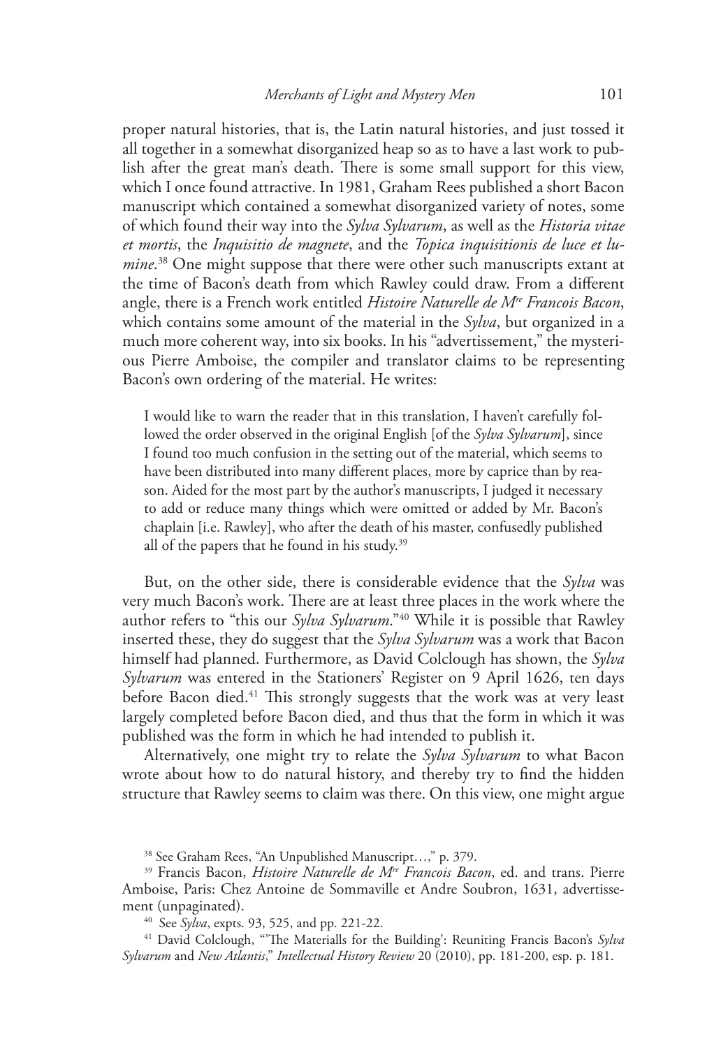proper natural histories, that is, the Latin natural histories, and just tossed it all together in a somewhat disorganized heap so as to have a last work to publish after the great man's death. There is some small support for this view, which I once found attractive. In 1981, Graham Rees published a short Bacon manuscript which contained a somewhat disorganized variety of notes, some of which found their way into the *Sylva Sylvarum*, as well as the *Historia vitae et mortis*, the *Inquisitio de magnete*, and the *Topica inquisitionis de luce et lumine*.[38] One might suppose that there were other such manuscripts extant at the time of Bacon's death from which Rawley could draw. From a different angle, there is a French work entitled *Histoire Naturelle de M^re Francois Bacon*, which contains some amount of the material in the *Sylva*, but organized in a much more coherent way, into six books. In his "advertissement," the mysterious Pierre Amboise, the compiler and translator claims to be representing Bacon's own ordering of the material. He writes:

> I would like to warn the reader that in this translation, I haven't carefully followed the order observed in the original English [of the *Sylva Sylvarum*], since I found too much confusion in the setting out of the material, which seems to have been distributed into many different places, more by caprice than by reason. Aided for the most part by the author's manuscripts, I judged it necessary to add or reduce many things which were omitted or added by Mr. Bacon's chaplain [i.e. Rawley], who after the death of his master, confusedly published all of the papers that he found in his study.[39]

But, on the other side, there is considerable evidence that the *Sylva* was very much Bacon's work. There are at least three places in the work where the author refers to "this our *Sylva Sylvarum*."[40] While it is possible that Rawley inserted these, they do suggest that the *Sylva Sylvarum* was a work that Bacon himself had planned. Furthermore, as David Colclough has shown, the *Sylva Sylvarum* was entered in the Stationers' Register on 9 April 1626, ten days before Bacon died.[41] This strongly suggests that the work was at very least largely completed before Bacon died, and thus that the form in which it was published was the form in which he had intended to publish it.

Alternatively, one might try to relate the *Sylva Sylvarum* to what Bacon wrote about how to do natural history, and thereby try to find the hidden structure that Rawley seems to claim was there. On this view, one might argue

---

[38] See Graham Rees, "An Unpublished Manuscript…," p. 379.

[39] Francis Bacon, *Histoire Naturelle de M^re Francois Bacon*, ed. and trans. Pierre Amboise, Paris: Chez Antoine de Sommaville et Andre Soubron, 1631, advertissement (unpaginated).

[40] See *Sylva*, expts. 93, 525, and pp. 221-22.

[41] David Colclough, "'The Materialls for the Building': Reuniting Francis Bacon's *Sylva Sylvarum* and *New Atlantis*," *Intellectual History Review* 20 (2010), pp. 181-200, esp. p. 181.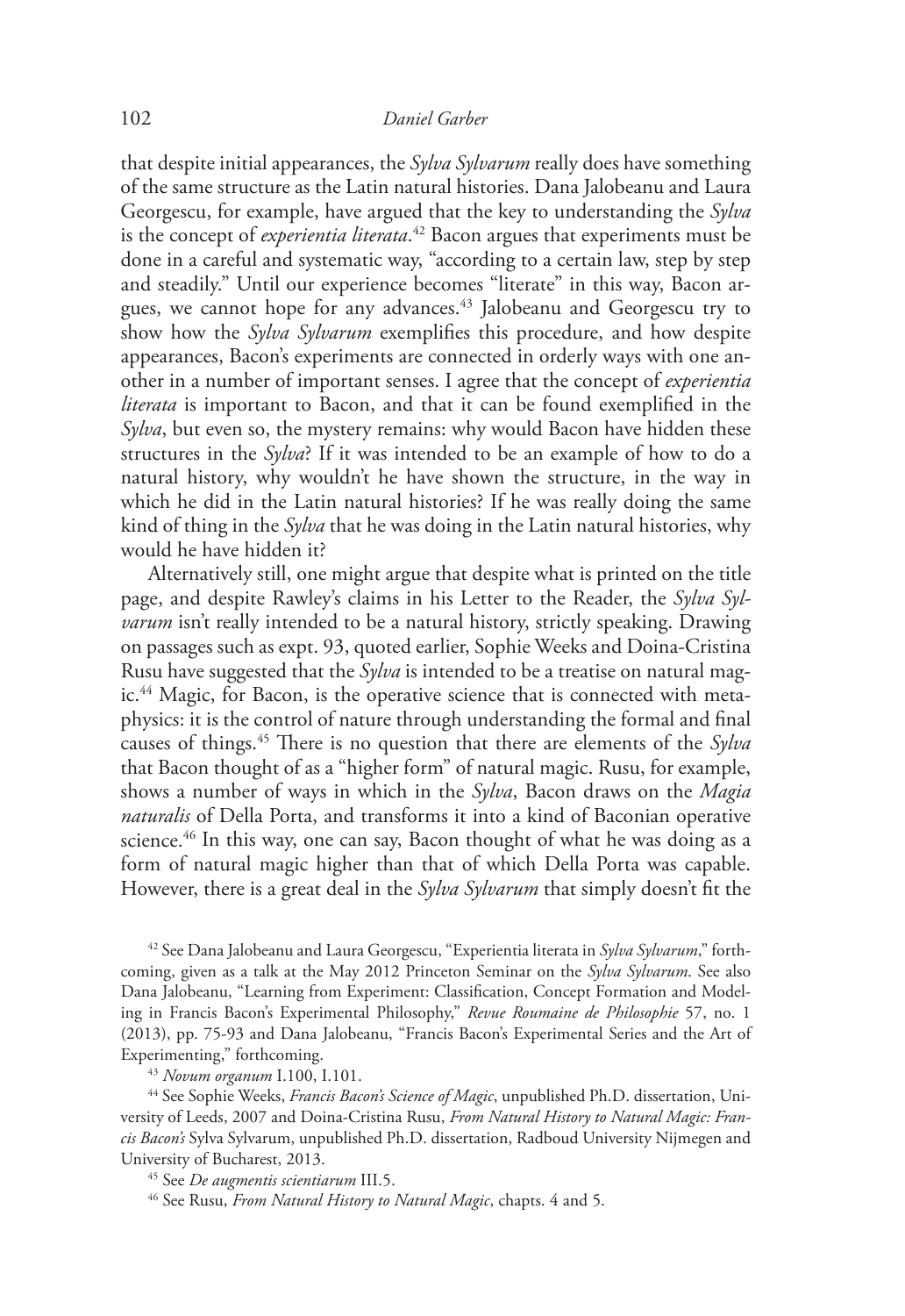that despite initial appearances, the *Sylva Sylvarum* really does have something of the same structure as the Latin natural histories. Dana Jalobeanu and Laura Georgescu, for example, have argued that the key to understanding the *Sylva* is the concept of *experientia literata*.[42] Bacon argues that experiments must be done in a careful and systematic way, "according to a certain law, step by step and steadily." Until our experience becomes "literate" in this way, Bacon argues, we cannot hope for any advances.[43] Jalobeanu and Georgescu try to show how the *Sylva Sylvarum* exemplifies this procedure, and how despite appearances, Bacon's experiments are connected in orderly ways with one another in a number of important senses. I agree that the concept of *experientia literata* is important to Bacon, and that it can be found exemplified in the *Sylva*, but even so, the mystery remains: why would Bacon have hidden these structures in the *Sylva*? If it was intended to be an example of how to do a natural history, why wouldn't he have shown the structure, in the way in which he did in the Latin natural histories? If he was really doing the same kind of thing in the *Sylva* that he was doing in the Latin natural histories, why would he have hidden it?

Alternatively still, one might argue that despite what is printed on the title page, and despite Rawley's claims in his Letter to the Reader, the *Sylva Sylvarum* isn't really intended to be a natural history, strictly speaking. Drawing on passages such as expt. 93, quoted earlier, Sophie Weeks and Doina-Cristina Rusu have suggested that the *Sylva* is intended to be a treatise on natural magic.[44] Magic, for Bacon, is the operative science that is connected with metaphysics: it is the control of nature through understanding the formal and final causes of things.[45] There is no question that there are elements of the *Sylva* that Bacon thought of as a "higher form" of natural magic. Rusu, for example, shows a number of ways in which in the *Sylva*, Bacon draws on the *Magia naturalis* of Della Porta, and transforms it into a kind of Baconian operative science.[46] In this way, one can say, Bacon thought of what he was doing as a form of natural magic higher than that of which Della Porta was capable. However, there is a great deal in the *Sylva Sylvarum* that simply doesn't fit the

[42] See Dana Jalobeanu and Laura Georgescu, "Experientia literata in *Sylva Sylvarum*," forthcoming, given as a talk at the May 2012 Princeton Seminar on the *Sylva Sylvarum*. See also Dana Jalobeanu, "Learning from Experiment: Classification, Concept Formation and Modeling in Francis Bacon's Experimental Philosophy," *Revue Roumaine de Philosophie* 57, no. 1 (2013), pp. 75-93 and Dana Jalobeanu, "Francis Bacon's Experimental Series and the Art of Experimenting," forthcoming.

[43] *Novum organum* I.100, I.101.

[44] See Sophie Weeks, *Francis Bacon's Science of Magic*, unpublished Ph.D. dissertation, University of Leeds, 2007 and Doina-Cristina Rusu, *From Natural History to Natural Magic: Francis Bacon's* Sylva Sylvarum, unpublished Ph.D. dissertation, Radboud University Nijmegen and University of Bucharest, 2013.

[45] See *De augmentis scientiarum* III.5.

[46] See Rusu, *From Natural History to Natural Magic*, chapts. 4 and 5.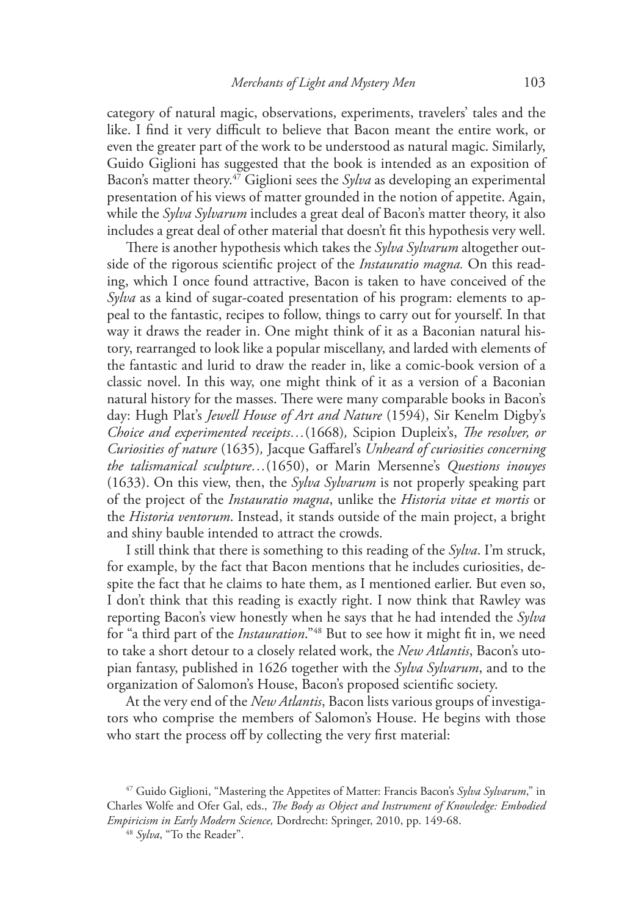category of natural magic, observations, experiments, travelers' tales and the like. I find it very difficult to believe that Bacon meant the entire work, or even the greater part of the work to be understood as natural magic. Similarly, Guido Giglioni has suggested that the book is intended as an exposition of Bacon's matter theory.[47] Giglioni sees the *Sylva* as developing an experimental presentation of his views of matter grounded in the notion of appetite. Again, while the *Sylva Sylvarum* includes a great deal of Bacon's matter theory, it also includes a great deal of other material that doesn't fit this hypothesis very well.

There is another hypothesis which takes the *Sylva Sylvarum* altogether outside of the rigorous scientific project of the *Instauratio magna.* On this reading, which I once found attractive, Bacon is taken to have conceived of the *Sylva* as a kind of sugar-coated presentation of his program: elements to appeal to the fantastic, recipes to follow, things to carry out for yourself. In that way it draws the reader in. One might think of it as a Baconian natural history, rearranged to look like a popular miscellany, and larded with elements of the fantastic and lurid to draw the reader in, like a comic-book version of a classic novel. In this way, one might think of it as a version of a Baconian natural history for the masses. There were many comparable books in Bacon's day: Hugh Plat's *Jewell House of Art and Nature* (1594), Sir Kenelm Digby's *Choice and experimented receipts…*(1668)*,* Scipion Dupleix's, *The resolver, or Curiosities of nature* (1635)*,* Jacque Gaffarel's *Unheard of curiosities concerning the talismanical sculpture…*(1650), or Marin Mersenne's *Questions inouyes* (1633). On this view, then, the *Sylva Sylvarum* is not properly speaking part of the project of the *Instauratio magna*, unlike the *Historia vitae et mortis* or the *Historia ventorum*. Instead, it stands outside of the main project, a bright and shiny bauble intended to attract the crowds.

I still think that there is something to this reading of the *Sylva*. I'm struck, for example, by the fact that Bacon mentions that he includes curiosities, despite the fact that he claims to hate them, as I mentioned earlier. But even so, I don't think that this reading is exactly right. I now think that Rawley was reporting Bacon's view honestly when he says that he had intended the *Sylva* for "a third part of the *Instauration*."[48] But to see how it might fit in, we need to take a short detour to a closely related work, the *New Atlantis*, Bacon's utopian fantasy, published in 1626 together with the *Sylva Sylvarum*, and to the organization of Salomon's House, Bacon's proposed scientific society.

At the very end of the *New Atlantis*, Bacon lists various groups of investigators who comprise the members of Salomon's House. He begins with those who start the process off by collecting the very first material:

[47] Guido Giglioni, "Mastering the Appetites of Matter: Francis Bacon's *Sylva Sylvarum*," in Charles Wolfe and Ofer Gal, eds., *The Body as Object and Instrument of Knowledge: Embodied Empiricism in Early Modern Science,* Dordrecht: Springer, 2010, pp. 149-68.

[48] *Sylva*, "To the Reader".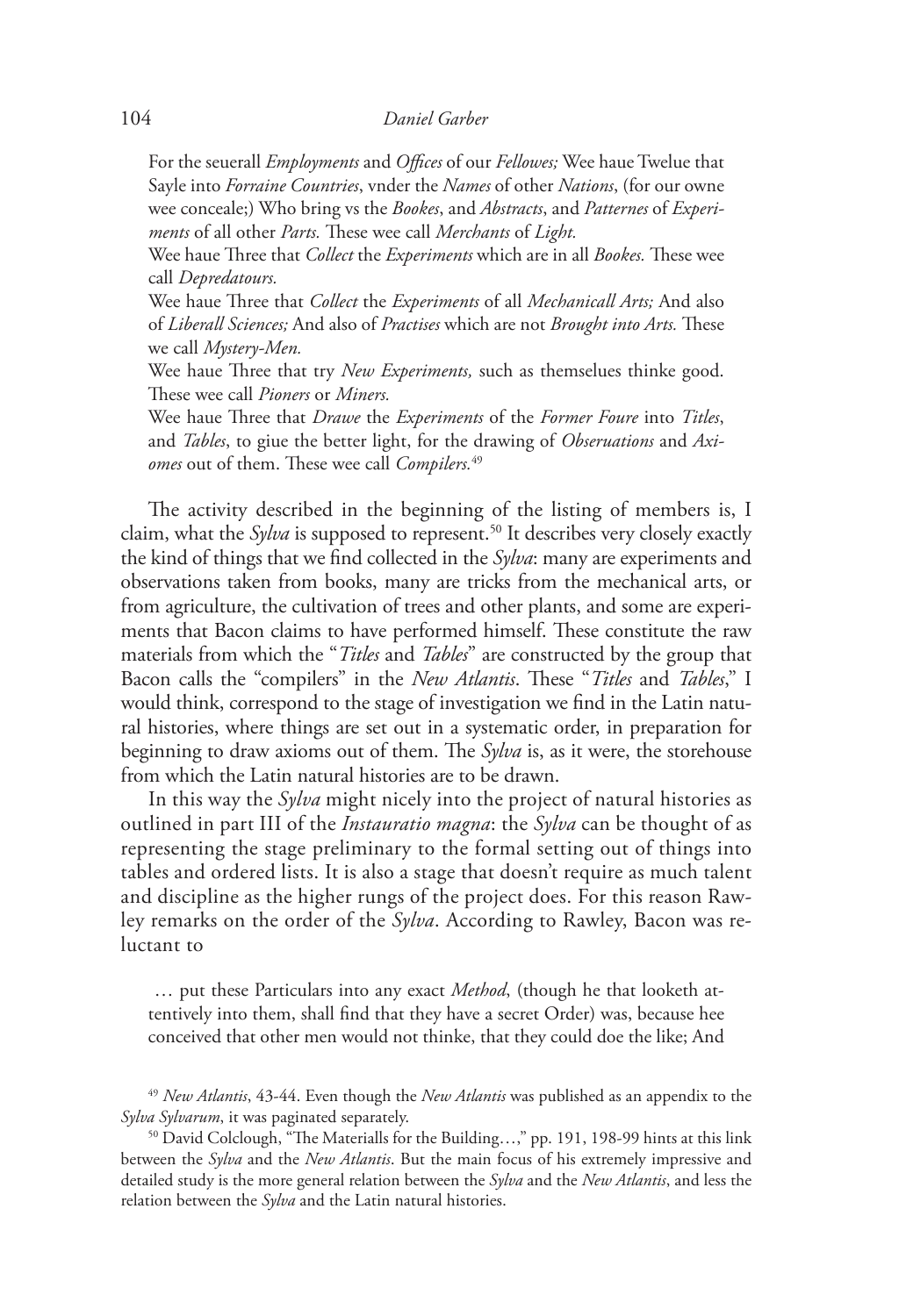For the seuerall *Employments* and *Offices* of our *Fellowes;* Wee haue Twelue that Sayle into *Forraine Countries*, vnder the *Names* of other *Nations*, (for our owne wee conceale;) Who bring vs the *Bookes*, and *Abstracts*, and *Patternes* of *Experiments* of all other *Parts.* These wee call *Merchants* of *Light.*

Wee haue Three that *Collect* the *Experiments* which are in all *Bookes.* These wee call *Depredatours.*

Wee haue Three that *Collect* the *Experiments* of all *Mechanicall Arts;* And also of *Liberall Sciences;* And also of *Practises* which are not *Brought into Arts.* These we call *Mystery-Men.*

Wee haue Three that try *New Experiments,* such as themselues thinke good. These wee call *Pioners* or *Miners.*

Wee haue Three that *Drawe* the *Experiments* of the *Former Foure* into *Titles*, and *Tables*, to giue the better light, for the drawing of *Obseruations* and *Axiomes* out of them. These wee call *Compilers.*[49]

The activity described in the beginning of the listing of members is, I claim, what the *Sylva* is supposed to represent.[50] It describes very closely exactly the kind of things that we find collected in the *Sylva*: many are experiments and observations taken from books, many are tricks from the mechanical arts, or from agriculture, the cultivation of trees and other plants, and some are experiments that Bacon claims to have performed himself. These constitute the raw materials from which the "*Titles* and *Tables*" are constructed by the group that Bacon calls the "compilers" in the *New Atlantis*. These "*Titles* and *Tables*," I would think, correspond to the stage of investigation we find in the Latin natural histories, where things are set out in a systematic order, in preparation for beginning to draw axioms out of them. The *Sylva* is, as it were, the storehouse from which the Latin natural histories are to be drawn.

In this way the *Sylva* might nicely into the project of natural histories as outlined in part III of the *Instauratio magna*: the *Sylva* can be thought of as representing the stage preliminary to the formal setting out of things into tables and ordered lists. It is also a stage that doesn't require as much talent and discipline as the higher rungs of the project does. For this reason Rawley remarks on the order of the *Sylva*. According to Rawley, Bacon was reluctant to

> … put these Particulars into any exact *Method*, (though he that looketh attentively into them, shall find that they haue a secret Order) was, because hee conceived that other men would not thinke, that they could doe the like; And

[49] *New Atlantis*, 43-44. Even though the *New Atlantis* was published as an appendix to the *Sylva Sylvarum*, it was paginated separately.

[50] David Colclough, "The Materialls for the Building…," pp. 191, 198-99 hints at this link between the *Sylva* and the *New Atlantis*. But the main focus of his extremely impressive and detailed study is the more general relation between the *Sylva* and the *New Atlantis*, and less the relation between the *Sylva* and the Latin natural histories.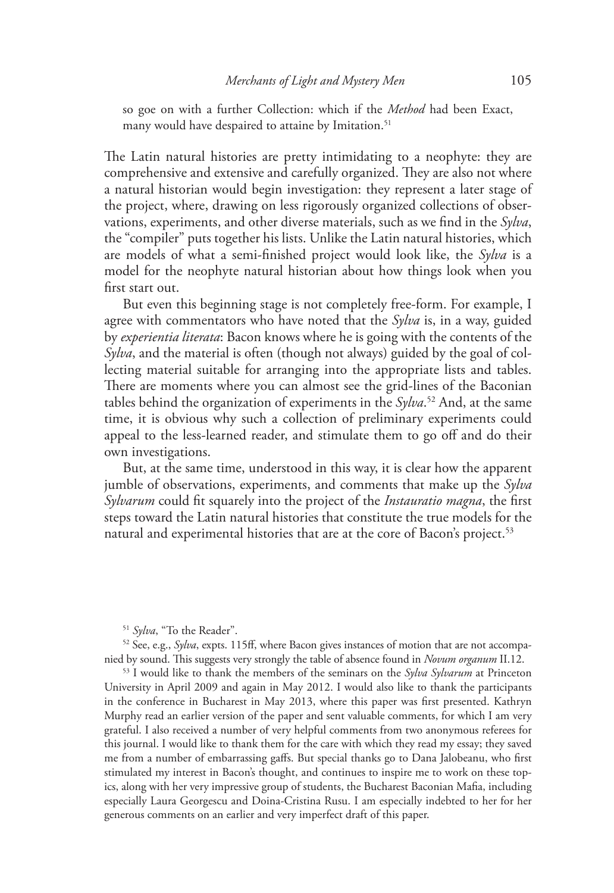so goe on with a further Collection: which if the *Method* had been Exact, many would have despaired to attaine by Imitation.[51]

The Latin natural histories are pretty intimidating to a neophyte: they are comprehensive and extensive and carefully organized. They are also not where a natural historian would begin investigation: they represent a later stage of the project, where, drawing on less rigorously organized collections of observations, experiments, and other diverse materials, such as we find in the *Sylva*, the "compiler" puts together his lists. Unlike the Latin natural histories, which are models of what a semi-finished project would look like, the *Sylva* is a model for the neophyte natural historian about how things look when you first start out.

But even this beginning stage is not completely free-form. For example, I agree with commentators who have noted that the *Sylva* is, in a way, guided by *experientia literata*: Bacon knows where he is going with the contents of the *Sylva*, and the material is often (though not always) guided by the goal of collecting material suitable for arranging into the appropriate lists and tables. There are moments where you can almost see the grid-lines of the Baconian tables behind the organization of experiments in the *Sylva*.[52] And, at the same time, it is obvious why such a collection of preliminary experiments could appeal to the less-learned reader, and stimulate them to go off and do their own investigations.

But, at the same time, understood in this way, it is clear how the apparent jumble of observations, experiments, and comments that make up the *Sylva Sylvarum* could fit squarely into the project of the *Instauratio magna*, the first steps toward the Latin natural histories that constitute the true models for the natural and experimental histories that are at the core of Bacon's project.[53]

---

[51] *Sylva*, "To the Reader".

[52] See, e.g., *Sylva*, expts. 115ff, where Bacon gives instances of motion that are not accompanied by sound. This suggests very strongly the table of absence found in *Novum organum* II.12.

[53] I would like to thank the members of the seminars on the *Sylva Sylvarum* at Princeton University in April 2009 and again in May 2012. I would also like to thank the participants in the conference in Bucharest in May 2013, where this paper was first presented. Kathryn Murphy read an earlier version of the paper and sent valuable comments, for which I am very grateful. I also received a number of very helpful comments from two anonymous referees for this journal. I would like to thank them for the care with which they read my essay; they saved me from a number of embarrassing gaffs. But special thanks go to Dana Jalobeanu, who first stimulated my interest in Bacon's thought, and continues to inspire me to work on these topics, along with her very impressive group of students, the Bucharest Baconian Mafia, including especially Laura Georgescu and Doina-Cristina Rusu. I am especially indebted to her for her generous comments on an earlier and very imperfect draft of this paper.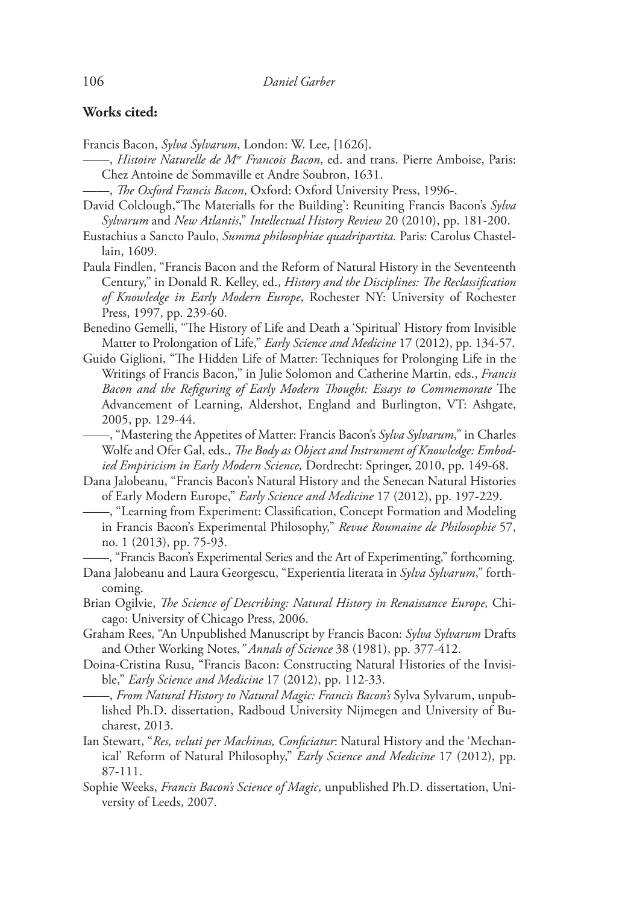**Works cited:**

Francis Bacon, *Sylva Sylvarum*, London: W. Lee, [1626].

——, *Histoire Naturelle de M[re] Francois Bacon*, ed. and trans. Pierre Amboise, Paris: Chez Antoine de Sommaville et Andre Soubron, 1631.

——, *The Oxford Francis Bacon*, Oxford: Oxford University Press, 1996-.

David Colclough,"The Materialls for the Building': Reuniting Francis Bacon's *Sylva Sylvarum* and *New Atlantis*," *Intellectual History Review* 20 (2010), pp. 181-200.

Eustachius a Sancto Paulo, *Summa philosophiae quadripartita.* Paris: Carolus Chastellain, 1609.

Paula Findlen, "Francis Bacon and the Reform of Natural History in the Seventeenth Century," in Donald R. Kelley, ed., *History and the Disciplines: The Reclassification of Knowledge in Early Modern Europe*, Rochester NY: University of Rochester Press, 1997, pp. 239-60.

Benedino Gemelli, "The History of Life and Death a 'Spiritual' History from Invisible Matter to Prolongation of Life," *Early Science and Medicine* 17 (2012), pp. 134-57.

Guido Giglioni, "The Hidden Life of Matter: Techniques for Prolonging Life in the Writings of Francis Bacon," in Julie Solomon and Catherine Martin, eds., *Francis Bacon and the Refiguring of Early Modern Thought: Essays to Commemorate* The Advancement of Learning, Aldershot, England and Burlington, VT: Ashgate, 2005, pp. 129-44.

——, "Mastering the Appetites of Matter: Francis Bacon's *Sylva Sylvarum*," in Charles Wolfe and Ofer Gal, eds., *The Body as Object and Instrument of Knowledge: Embodied Empiricism in Early Modern Science,* Dordrecht: Springer, 2010, pp. 149-68.

Dana Jalobeanu, "Francis Bacon's Natural History and the Senecan Natural Histories of Early Modern Europe," *Early Science and Medicine* 17 (2012), pp. 197-229.

——, "Learning from Experiment: Classification, Concept Formation and Modeling in Francis Bacon's Experimental Philosophy," *Revue Roumaine de Philosophie* 57, no. 1 (2013), pp. 75-93.

——, "Francis Bacon's Experimental Series and the Art of Experimenting," forthcoming.

Dana Jalobeanu and Laura Georgescu, "Experientia literata in *Sylva Sylvarum*," forthcoming.

Brian Ogilvie, *The Science of Describing: Natural History in Renaissance Europe,* Chicago: University of Chicago Press, 2006.

Graham Rees, "An Unpublished Manuscript by Francis Bacon: *Sylva Sylvarum* Drafts and Other Working Notes*," Annals of Science* 38 (1981), pp. 377-412.

Doina-Cristina Rusu, "Francis Bacon: Constructing Natural Histories of the Invisible," *Early Science and Medicine* 17 (2012), pp. 112-33.

——, *From Natural History to Natural Magic: Francis Bacon's* Sylva Sylvarum, unpublished Ph.D. dissertation, Radboud University Nijmegen and University of Bucharest, 2013.

Ian Stewart, "*Res, veluti per Machinas, Conficiatur*: Natural History and the 'Mechanical' Reform of Natural Philosophy," *Early Science and Medicine* 17 (2012), pp. 87-111.

Sophie Weeks, *Francis Bacon's Science of Magic*, unpublished Ph.D. dissertation, University of Leeds, 2007.